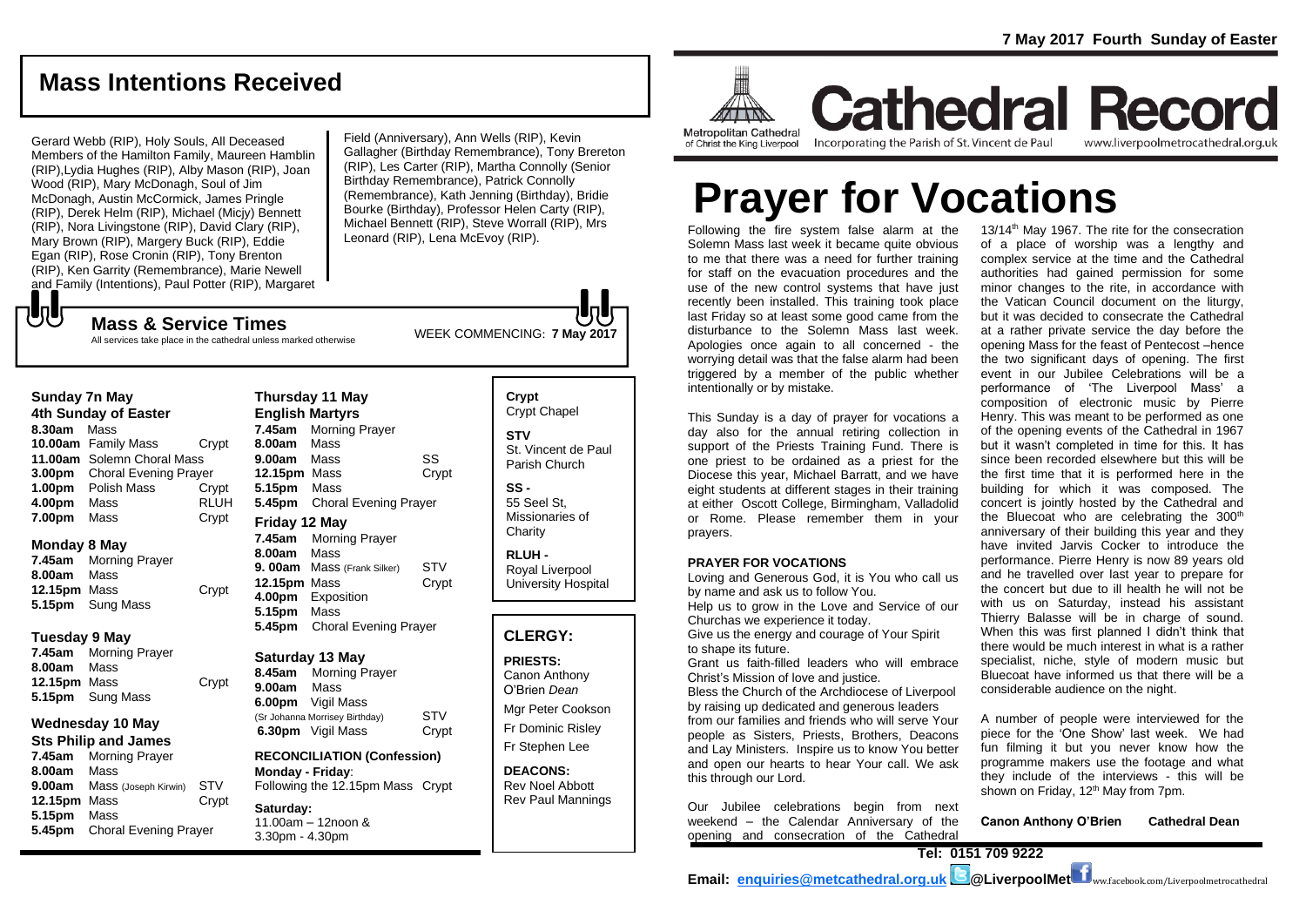# Mass Intentions Received

Gerard Webb (RIP), Holy Souls, All Deceased Members of the Hamilton Family, Maureen Hamblin (RIP),Lydia Hughes (RIP), Alby Mason (RIP), Joan Wood (RIP), Mary McDonagh, Soul of Jim McDonagh, Austin McCormick, James Pringle (RIP), Derek Helm (RIP), Michael (Micjy) Bennett (RIP), Nora Livingstone (RIP), David Clary (RIP), Mary Brown (RIP), Margery Buck (RIP), Eddie Egan (RIP), Rose Cronin (RIP), Tony Brenton (RIP), Ken Garrity (Remembrance), Marie Newell and Family (Intentions), Paul Potter (RIP), Margaret Field (Anniversary), Ann Wells (RIP), Kevin Gallagher (Birthday Remembrance), Tony Brereton (RIP), Les Carter (RIP), Martha Connolly (Senior Birthday Remembrance), Patrick Connolly (Remembrance), Kath Jenning (Birthday), Bridie Bourke (Birthday), Professor Helen Carty (RIP), Michael Bennett (RIP), Steve Worrall (RIP), Mrs Leonard (RIP), Lena McEvoy (RIP).

## Mass & Service Times

All services take place in the cathedral unless marked otherwise

WEEK COMMENCING: **7 May 2017**

### Sunday 7n May
**4th Sunday of Easter**

**8.30am** Mass
**10.00am** Family Mass — Crypt
**11.00am** Solemn Choral Mass
**3.00pm** Choral Evening Prayer
**1.00pm** Polish Mass — Crypt
**4.00pm** Mass — RLUH
**7.00pm** Mass — Crypt

### Monday 8 May

**7.45am** Morning Prayer
**8.00am** Mass
**12.15pm** Mass — Crypt
**5.15pm** Sung Mass

### Tuesday 9 May

**7.45am** Morning Prayer
**8.00am** Mass
**12.15pm** Mass — Crypt
**5.15pm** Sung Mass

### Wednesday 10 May
**Sts Philip and James**

**7.45am** Morning Prayer
**8.00am** Mass
**9.00am** Mass (Joseph Kirwin) — STV
**12.15pm** Mass — Crypt
**5.15pm** Mass
**5.45pm** Choral Evening Prayer

### Thursday 11 May
**English Martyrs**

**7.45am** Morning Prayer
**8.00am** Mass
**9.00am** Mass — SS
**12.15pm** Mass — Crypt
**5.15pm** Mass
**5.45pm** Choral Evening Prayer

### Friday 12 May

**7.45am** Morning Prayer
**8.00am** Mass
**9. 00am** Mass (Frank Silker) — STV
**12.15pm** Mass — Crypt
**4.00pm** Exposition
**5.15pm** Mass
**5.45pm** Choral Evening Prayer

### Saturday 13 May

**8.45am** Morning Prayer
**9.00am** Mass
**6.00pm** Vigil Mass (Sr Johanna Morrisey Birthday) — STV
**6.30pm** Vigil Mass — Crypt

**RECONCILIATION (Confession)**
**Monday - Friday**:
Following the 12.15pm Mass Crypt

**Saturday:**
11.00am – 12noon &
3.30pm - 4.30pm

**Crypt**
Crypt Chapel

**STV**
St. Vincent de Paul Parish Church

**SS -**
55 Seel St, Missionaries of Charity

**RLUH -**
Royal Liverpool University Hospital

## CLERGY:

**PRIESTS:**
Canon Anthony O'Brien *Dean*
Mgr Peter Cookson
Fr Dominic Risley
Fr Stephen Lee

**DEACONS:**
Rev Noel Abbott
Rev Paul Mannings

**7 May 2017 Fourth Sunday of Easter**

Metropolitan Cathedral of Christ the King Liverpool

# Cathedral Record

Incorporating the Parish of St. Vincent de Paul — www.liverpoolmetrocathedral.org.uk

# Prayer for Vocations

Following the fire system false alarm at the Solemn Mass last week it became quite obvious to me that there was a need for further training for staff on the evacuation procedures and the use of the new control systems that have just recently been installed. This training took place last Friday so at least some good came from the disturbance to the Solemn Mass last week. Apologies once again to all concerned - the worrying detail was that the false alarm had been triggered by a member of the public whether intentionally or by mistake.

This Sunday is a day of prayer for vocations a day also for the annual retiring collection in support of the Priests Training Fund. There is one priest to be ordained as a priest for the Diocese this year, Michael Barratt, and we have eight students at different stages in their training at either Oscott College, Birmingham, Valladolid or Rome. Please remember them in your prayers.

**PRAYER FOR VOCATIONS**

Loving and Generous God, it is You who call us by name and ask us to follow You.
Help us to grow in the Love and Service of our Churchas we experience it today.
Give us the energy and courage of Your Spirit to shape its future.
Grant us faith-filled leaders who will embrace Christ's Mission of love and justice.
Bless the Church of the Archdiocese of Liverpool by raising up dedicated and generous leaders from our families and friends who will serve Your people as Sisters, Priests, Brothers, Deacons and Lay Ministers. Inspire us to know You better and open our hearts to hear Your call. We ask this through our Lord.

Our Jubilee celebrations begin from next weekend – the Calendar Anniversary of the opening and consecration of the Cathedral 13/14th May 1967. The rite for the consecration of a place of worship was a lengthy and complex service at the time and the Cathedral authorities had gained permission for some minor changes to the rite, in accordance with the Vatican Council document on the liturgy, but it was decided to consecrate the Cathedral at a rather private service the day before the opening Mass for the feast of Pentecost –hence the two significant days of opening. The first event in our Jubilee Celebrations will be a performance of 'The Liverpool Mass' a composition of electronic music by Pierre Henry. This was meant to be performed as one of the opening events of the Cathedral in 1967 but it wasn't completed in time for this. It has since been recorded elsewhere but this will be the first time that it is performed here in the building for which it was composed. The concert is jointly hosted by the Cathedral and the Bluecoat who are celebrating the 300th anniversary of their building this year and they have invited Jarvis Cocker to introduce the performance. Pierre Henry is now 89 years old and he travelled over last year to prepare for the concert but due to ill health he will not be with us on Saturday, instead his assistant Thierry Balasse will be in charge of sound. When this was first planned I didn't think that there would be much interest in what is a rather specialist, niche, style of modern music but Bluecoat have informed us that there will be a considerable audience on the night.

A number of people were interviewed for the piece for the 'One Show' last week. We had fun filming it but you never know how the programme makers use the footage and what they include of the interviews - this will be shown on Friday, 12th May from 7pm.

**Canon Anthony O'Brien Cathedral Dean**

**Tel: 0151 709 9222**

**Email: enquiries@metcathedral.org.uk @LiverpoolMet** www.facebook.com/Liverpoolmetrocathedral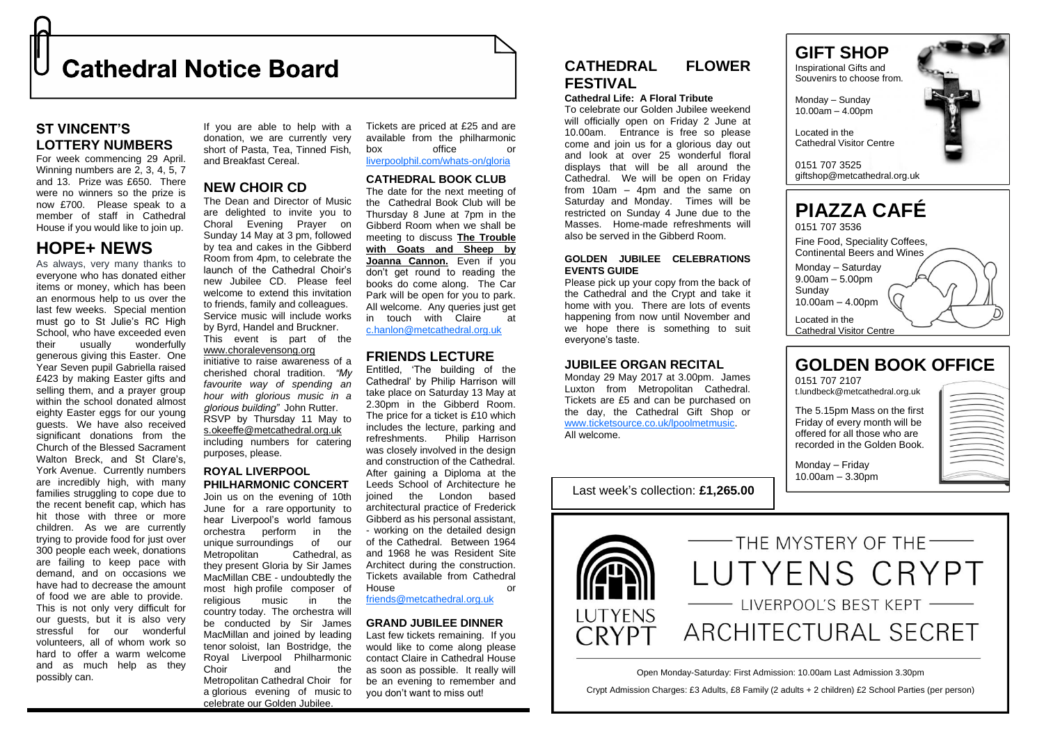# Cathedral Notice Board

## ST VINCENT'S LOTTERY NUMBERS

For week commencing 29 April. Winning numbers are 2, 3, 4, 5, 7 and 13. Prize was £650. There were no winners so the prize is now £700. Please speak to a member of staff in Cathedral House if you would like to join up.

## HOPE+ NEWS

As always, very many thanks to everyone who has donated either items or money, which has been an enormous help to us over the last few weeks. Special mention must go to St Julie's RC High School, who have exceeded even their usually wonderfully generous giving this Easter. One Year Seven pupil Gabriella raised £423 by making Easter gifts and selling them, and a prayer group within the school donated almost eighty Easter eggs for our young guests. We have also received significant donations from the Church of the Blessed Sacrament Walton Breck, and St Clare's, York Avenue. Currently numbers are incredibly high, with many families struggling to cope due to the recent benefit cap, which has hit those with three or more children. As we are currently trying to provide food for just over 300 people each week, donations are failing to keep pace with demand, and on occasions we have had to decrease the amount of food we are able to provide. This is not only very difficult for our guests, but it is also very stressful for our wonderful volunteers, all of whom work so hard to offer a warm welcome and as much help as they possibly can.

If you are able to help with a donation, we are currently very short of Pasta, Tea, Tinned Fish, and Breakfast Cereal.

## NEW CHOIR CD

The Dean and Director of Music are delighted to invite you to Choral Evening Prayer on Sunday 14 May at 3 pm, followed by tea and cakes in the Gibberd Room from 4pm, to celebrate the launch of the Cathedral Choir's new Jubilee CD. Please feel welcome to extend this invitation to friends, family and colleagues. Service music will include works by Byrd, Handel and Bruckner. This event is part of the www.choralevensong.org initiative to raise awareness of a cherished choral tradition. *"My favourite way of spending an hour with glorious music in a glorious building"* John Rutter. RSVP by Thursday 11 May to s.okeeffe@metcathedral.org.uk including numbers for catering purposes, please.

### ROYAL LIVERPOOL PHILHARMONIC CONCERT

Join us on the evening of 10th June for a rare opportunity to hear Liverpool's world famous orchestra perform in the unique surroundings of our Metropolitan Cathedral, as they present Gloria by Sir James MacMillan CBE - undoubtedly the most high profile composer of religious music in the country today. The orchestra will be conducted by Sir James MacMillan and joined by leading tenor soloist, Ian Bostridge, the Royal Liverpool Philharmonic Choir and the Metropolitan Cathedral Choir for a glorious evening of music to celebrate our Golden Jubilee.

Tickets are priced at £25 and are available from the philharmonic box office or liverpoolphil.com/whats-on/gloria

### CATHEDRAL BOOK CLUB

The date for the next meeting of the Cathedral Book Club will be Thursday 8 June at 7pm in the Gibberd Room when we shall be meeting to discuss **The Trouble with Goats and Sheep by Joanna Cannon.** Even if you don't get round to reading the books do come along. The Car Park will be open for you to park. All welcome. Any queries just get in touch with Claire at c.hanlon@metcathedral.org.uk

## FRIENDS LECTURE

Entitled, 'The building of the Cathedral' by Philip Harrison will take place on Saturday 13 May at 2.30pm in the Gibberd Room. The price for a ticket is £10 which includes the lecture, parking and refreshments. Philip Harrison was closely involved in the design and construction of the Cathedral. After gaining a Diploma at the Leeds School of Architecture he joined the London based architectural practice of Frederick Gibberd as his personal assistant, - working on the detailed design of the Cathedral. Between 1964 and 1968 he was Resident Site Architect during the construction. Tickets available from Cathedral House or friends@metcathedral.org.uk

### GRAND JUBILEE DINNER

Last few tickets remaining. If you would like to come along please contact Claire in Cathedral House as soon as possible. It really will be an evening to remember and you don't want to miss out!

## CATHEDRAL FLOWER FESTIVAL

**Cathedral Life: A Floral Tribute**

To celebrate our Golden Jubilee weekend will officially open on Friday 2 June at 10.00am. Entrance is free so please come and join us for a glorious day out and look at over 25 wonderful floral displays that will be all around the Cathedral. We will be open on Friday from 10am – 4pm and the same on Saturday and Monday. Times will be restricted on Sunday 4 June due to the Masses. Home-made refreshments will also be served in the Gibberd Room.

### GOLDEN JUBILEE CELEBRATIONS EVENTS GUIDE

Please pick up your copy from the back of the Cathedral and the Crypt and take it home with you. There are lots of events happening from now until November and we hope there is something to suit everyone's taste.

### JUBILEE ORGAN RECITAL

Monday 29 May 2017 at 3.00pm. James Luxton from Metropolitan Cathedral. Tickets are £5 and can be purchased on the day, the Cathedral Gift Shop or www.ticketsource.co.uk/lpoolmetmusic. All welcome.

Last week's collection: **£1,265.00**

## GIFT SHOP

Inspirational Gifts and Souvenirs to choose from.

Monday – Sunday
10.00am – 4.00pm

Located in the Cathedral Visitor Centre

0151 707 3525
giftshop@metcathedral.org.uk

## PIAZZA CAFÉ

0151 707 3536

Fine Food, Speciality Coffees, Continental Beers and Wines

Monday – Saturday
9.00am – 5.00pm
Sunday
10.00am – 4.00pm

Located in the Cathedral Visitor Centre

## GOLDEN BOOK OFFICE

0151 707 2107
t.lundbeck@metcathedral.org.uk

The 5.15pm Mass on the first Friday of every month will be offered for all those who are recorded in the Golden Book.

Monday – Friday
10.00am – 3.30pm

LUTYENS CRYPT

THE MYSTERY OF THE LUTYENS CRYPT — LIVERPOOL'S BEST KEPT — ARCHITECTURAL SECRET

Open Monday-Saturday: First Admission: 10.00am Last Admission 3.30pm

Crypt Admission Charges: £3 Adults, £8 Family (2 adults + 2 children) £2 School Parties (per person)